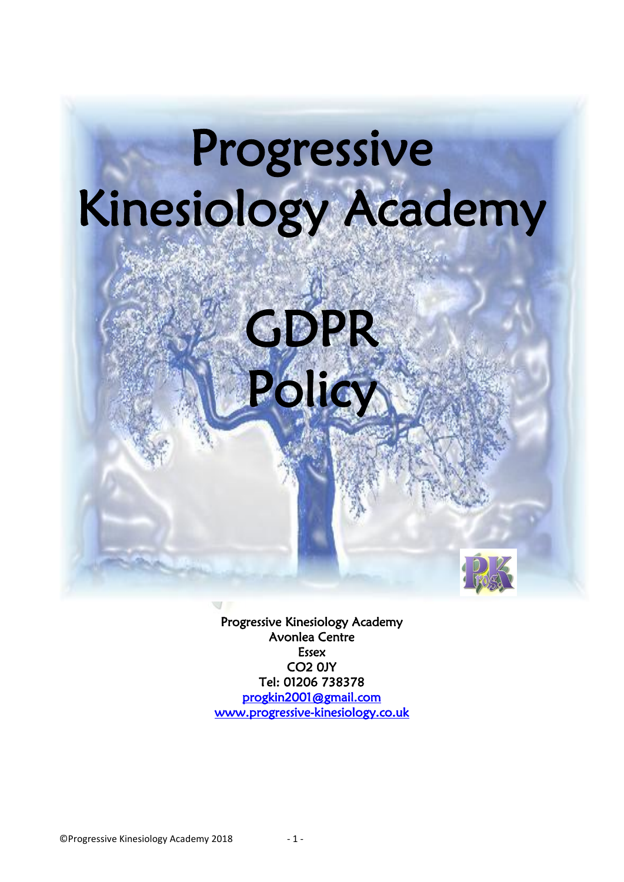# Progressive Kinesiology Academy

# GDPR Policy

Progressive Kinesiology Academy
Avonlea Centre
Essex
CO2 0JY
Tel: 01206 738378
progkin2001@gmail.com
www.progressive-kinesiology.co.uk

©Progressive Kinesiology Academy 2018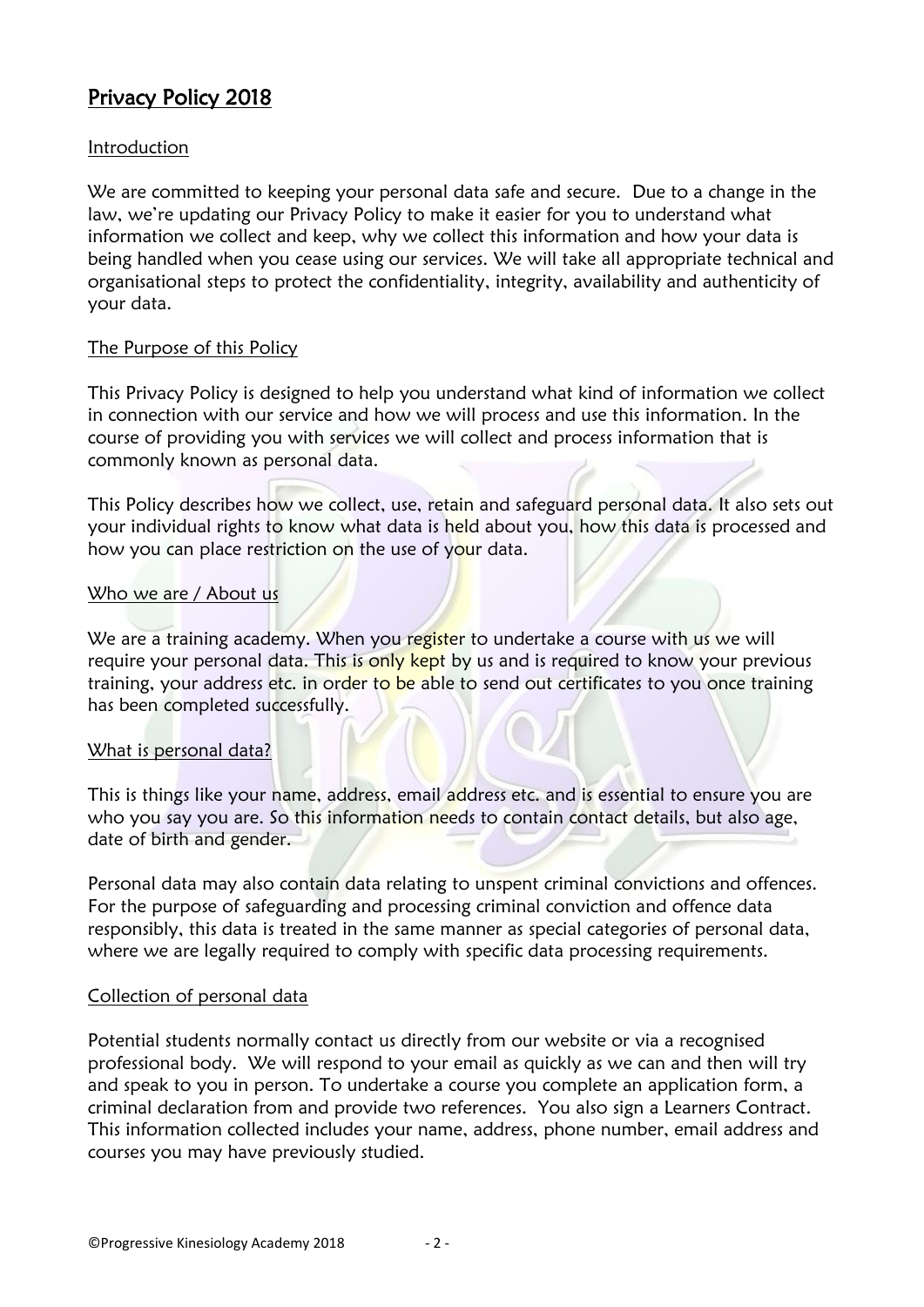## Privacy Policy 2018

### Introduction

We are committed to keeping your personal data safe and secure. Due to a change in the law, we're updating our Privacy Policy to make it easier for you to understand what information we collect and keep, why we collect this information and how your data is being handled when you cease using our services. We will take all appropriate technical and organisational steps to protect the confidentiality, integrity, availability and authenticity of your data.

### The Purpose of this Policy

This Privacy Policy is designed to help you understand what kind of information we collect in connection with our service and how we will process and use this information. In the course of providing you with services we will collect and process information that is commonly known as personal data.

This Policy describes how we collect, use, retain and safeguard personal data. It also sets out your individual rights to know what data is held about you, how this data is processed and how you can place restriction on the use of your data.

### Who we are / About us

We are a training academy. When you register to undertake a course with us we will require your personal data. This is only kept by us and is required to know your previous training, your address etc. in order to be able to send out certificates to you once training has been completed successfully.

### What is personal data?

This is things like your name, address, email address etc. and is essential to ensure you are who you say you are. So this information needs to contain contact details, but also age, date of birth and gender.

Personal data may also contain data relating to unspent criminal convictions and offences. For the purpose of safeguarding and processing criminal conviction and offence data responsibly, this data is treated in the same manner as special categories of personal data, where we are legally required to comply with specific data processing requirements.

### Collection of personal data

Potential students normally contact us directly from our website or via a recognised professional body. We will respond to your email as quickly as we can and then will try and speak to you in person. To undertake a course you complete an application form, a criminal declaration from and provide two references. You also sign a Learners Contract. This information collected includes your name, address, phone number, email address and courses you may have previously studied.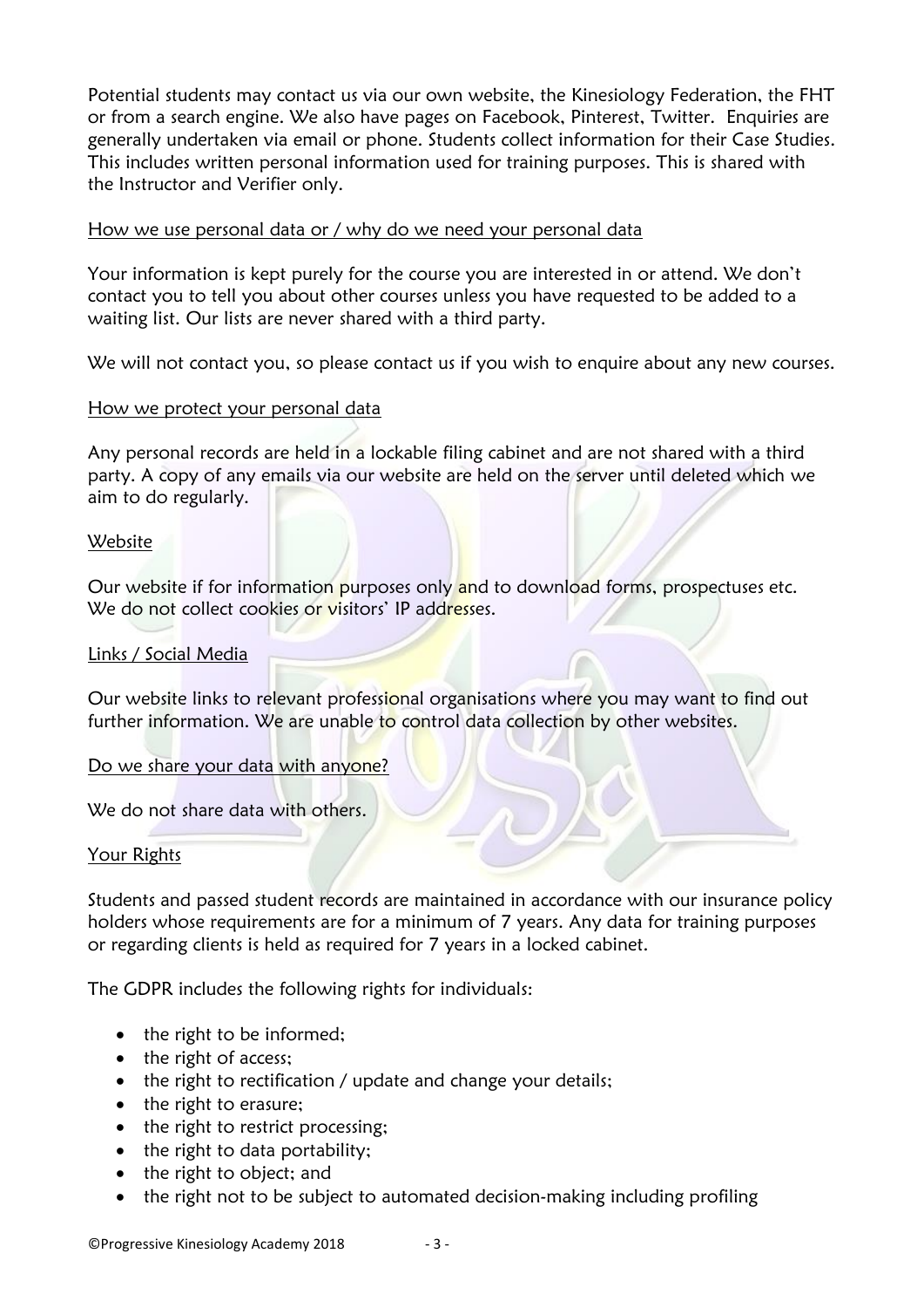Potential students may contact us via our own website, the Kinesiology Federation, the FHT or from a search engine. We also have pages on Facebook, Pinterest, Twitter. Enquiries are generally undertaken via email or phone. Students collect information for their Case Studies. This includes written personal information used for training purposes. This is shared with the Instructor and Verifier only.

## How we use personal data or / why do we need your personal data

Your information is kept purely for the course you are interested in or attend. We don't contact you to tell you about other courses unless you have requested to be added to a waiting list. Our lists are never shared with a third party.

We will not contact you, so please contact us if you wish to enquire about any new courses.

## How we protect your personal data

Any personal records are held in a lockable filing cabinet and are not shared with a third party. A copy of any emails via our website are held on the server until deleted which we aim to do regularly.

## Website

Our website if for information purposes only and to download forms, prospectuses etc. We do not collect cookies or visitors' IP addresses.

## Links / Social Media

Our website links to relevant professional organisations where you may want to find out further information. We are unable to control data collection by other websites.

## Do we share your data with anyone?

We do not share data with others.

## Your Rights

Students and passed student records are maintained in accordance with our insurance policy holders whose requirements are for a minimum of 7 years. Any data for training purposes or regarding clients is held as required for 7 years in a locked cabinet.

The GDPR includes the following rights for individuals:

- the right to be informed;
- the right of access;
- the right to rectification / update and change your details;
- the right to erasure;
- the right to restrict processing;
- the right to data portability;
- the right to object; and
- the right not to be subject to automated decision-making including profiling

©Progressive Kinesiology Academy 2018